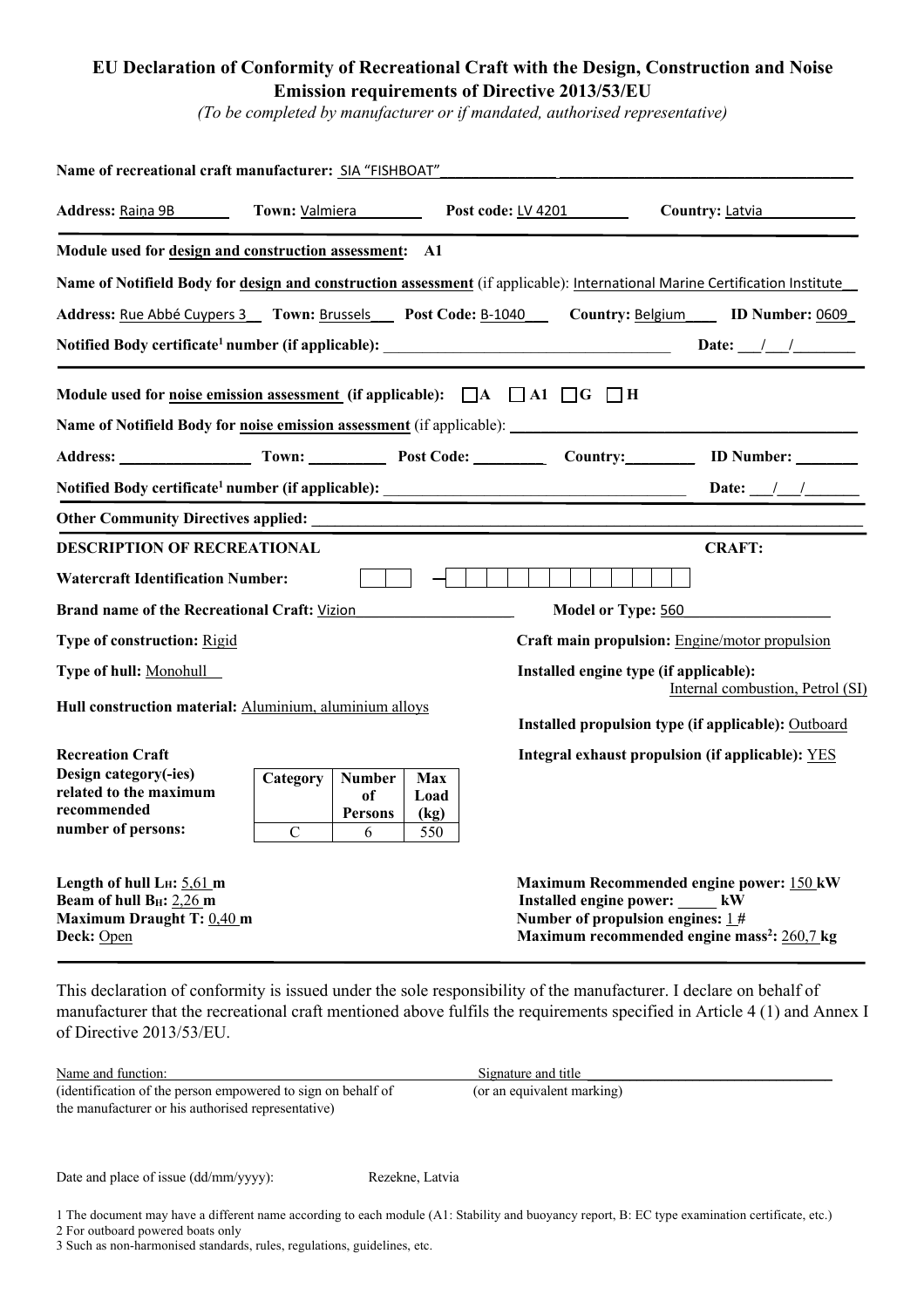# EU Declaration of Conformity of Recreational Craft with the Design, Construction and Noise Emission requirements of Directive 2013/53/EU

*(To be completed by manufacturer or if mandated, authorised representative)*

**Name of recreational craft manufacturer:** SIA "FISHBOAT"

**Address:** Raiņa 9B **Town:** Valmiera **Post code:** LV 4201 **Country:** Latvia

**Module used for design and construction assessment: A1**

**Name of Notifield Body for design and construction assessment** (if applicable): International Marine Certification Institute

**Address:** Rue Abbé Cuypers 3 **Town:** Brussels **Post Code:** B-1040 **Country:** Belgium **ID Number:** 0609

**Notified Body certificate[1] number (if applicable):** ____________ **Date:** ___/___/________

**Module used for noise emission assessment (if applicable):** ☐ A ☐ A1 ☐ G ☐ H

**Name of Notifield Body for noise emission assessment** (if applicable): ____________

**Address:** ________ **Town:** ________ **Post Code:** ________ **Country:** ________ **ID Number:** ________

**Notified Body certificate[1] number (if applicable):** ____________ **Date:** ___/___/________

**Other Community Directives applied:** ____________

**DESCRIPTION OF RECREATIONAL CRAFT:**

**Watercraft Identification Number:** ☐☐ – ☐☐☐☐☐☐☐☐☐☐☐☐

**Brand name of the Recreational Craft:** Vizion

**Model or Type:** 560

**Type of construction:** Rigid

**Craft main propulsion:** Engine/motor propulsion

**Type of hull:** Monohull

**Installed engine type (if applicable):** Internal combustion, Petrol (SI)

**Hull construction material:** Aluminium, aluminium alloys

**Installed propulsion type (if applicable):** Outboard

**Integral exhaust propulsion (if applicable):** YES

**Recreation Craft Design category(-ies) related to the maximum recommended number of persons:**

| Category | Number of Persons | Max Load (kg) |
|---|---|---|
| C | 6 | 550 |

**Length of hull $L_H$:** 5,61 **m**
**Beam of hull $B_H$:** 2,26 **m**
**Maximum Draught T:** 0,40 **m**
**Deck:** Open

**Maximum Recommended engine power:** 150 **kW**
**Installed engine power:** _____ **kW**
**Number of propulsion engines:** 1 **#**
**Maximum recommended engine mass[2]:** 260,7 **kg**

This declaration of conformity is issued under the sole responsibility of the manufacturer. I declare on behalf of manufacturer that the recreational craft mentioned above fulfils the requirements specified in Article 4 (1) and Annex I of Directive 2013/53/EU.

Name and function: ____________
(identification of the person empowered to sign on behalf of the manufacturer or his authorised representative)

Signature and title ____________
(or an equivalent marking)

Date and place of issue (dd/mm/yyyy): Rezekne, Latvia

1 The document may have a different name according to each module (A1: Stability and buoyancy report, B: EC type examination certificate, etc.)
2 For outboard powered boats only
3 Such as non-harmonised standards, rules, regulations, guidelines, etc.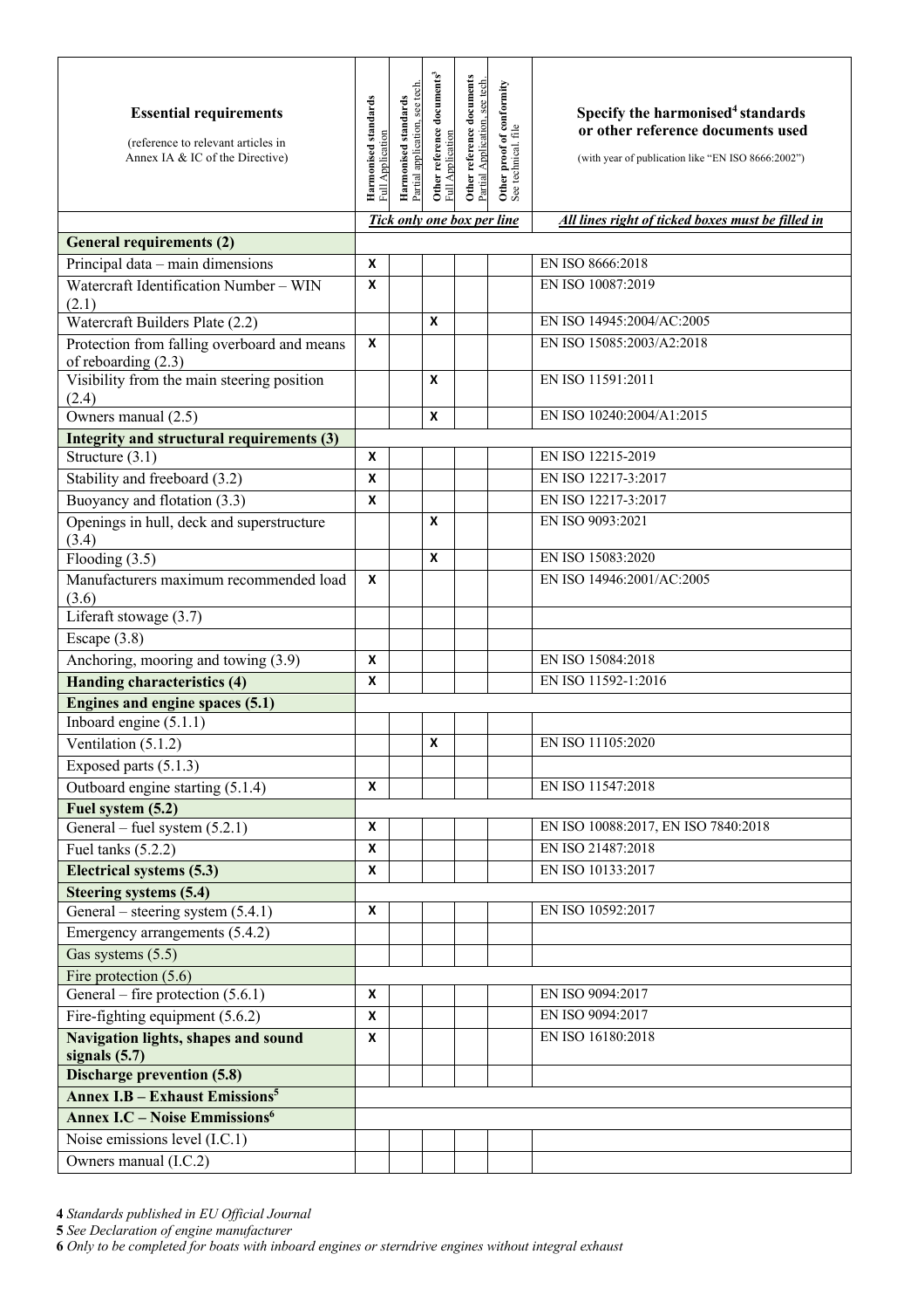| **Essential requirements** (reference to relevant articles in Annex IA & IC of the Directive) | **Harmonised standards** Full Application | **Harmonised standards** Partial application, see tech. | **Other reference documents**[3] Full Application | **Other reference documents** Partial Application, see tech. | **Other proof of conformity** See technical file | **Specify the harmonised[4] standards or other reference documents used** (with year of publication like "EN ISO 8666:2002") |
|---|---|---|---|---|---|---|
| | ***Tick only one box per line*** | | | | | ***All lines right of ticked boxes must be filled in*** |
| **General requirements (2)** | | | | | | |
| Principal data – main dimensions | X | | | | | EN ISO 8666:2018 |
| Watercraft Identification Number – WIN (2.1) | X | | | | | EN ISO 10087:2019 |
| Watercraft Builders Plate (2.2) | | | X | | | EN ISO 14945:2004/AC:2005 |
| Protection from falling overboard and means of reboarding (2.3) | X | | | | | EN ISO 15085:2003/A2:2018 |
| Visibility from the main steering position (2.4) | | | X | | | EN ISO 11591:2011 |
| Owners manual (2.5) | | | X | | | EN ISO 10240:2004/A1:2015 |
| **Integrity and structural requirements (3)** | | | | | | |
| Structure (3.1) | X | | | | | EN ISO 12215-2019 |
| Stability and freeboard (3.2) | X | | | | | EN ISO 12217-3:2017 |
| Buoyancy and flotation (3.3) | X | | | | | EN ISO 12217-3:2017 |
| Openings in hull, deck and superstructure (3.4) | | | X | | | EN ISO 9093:2021 |
| Flooding (3.5) | | | X | | | EN ISO 15083:2020 |
| Manufacturers maximum recommended load (3.6) | X | | | | | EN ISO 14946:2001/AC:2005 |
| Liferaft stowage (3.7) | | | | | | |
| Escape (3.8) | | | | | | |
| Anchoring, mooring and towing (3.9) | X | | | | | EN ISO 15084:2018 |
| **Handing characteristics (4)** | X | | | | | EN ISO 11592-1:2016 |
| **Engines and engine spaces (5.1)** | | | | | | |
| Inboard engine (5.1.1) | | | | | | |
| Ventilation (5.1.2) | | | X | | | EN ISO 11105:2020 |
| Exposed parts (5.1.3) | | | | | | |
| Outboard engine starting (5.1.4) | X | | | | | EN ISO 11547:2018 |
| **Fuel system (5.2)** | | | | | | |
| General – fuel system (5.2.1) | X | | | | | EN ISO 10088:2017, EN ISO 7840:2018 |
| Fuel tanks (5.2.2) | X | | | | | EN ISO 21487:2018 |
| **Electrical systems (5.3)** | X | | | | | EN ISO 10133:2017 |
| **Steering systems (5.4)** | | | | | | |
| General – steering system (5.4.1) | X | | | | | EN ISO 10592:2017 |
| Emergency arrangements (5.4.2) | | | | | | |
| Gas systems (5.5) | | | | | | |
| Fire protection (5.6) | | | | | | |
| General – fire protection (5.6.1) | X | | | | | EN ISO 9094:2017 |
| Fire-fighting equipment (5.6.2) | X | | | | | EN ISO 9094:2017 |
| **Navigation lights, shapes and sound signals (5.7)** | X | | | | | EN ISO 16180:2018 |
| **Discharge prevention (5.8)** | | | | | | |
| **Annex I.B – Exhaust Emissions[5]** | | | | | | |
| **Annex I.C – Noise Emmissions[6]** | | | | | | |
| Noise emissions level (I.C.1) | | | | | | |
| Owners manual (I.C.2) | | | | | | |

**4** *Standards published in EU Official Journal*
**5** *See Declaration of engine manufacturer*
**6** *Only to be completed for boats with inboard engines or sterndrive engines without integral exhaust*